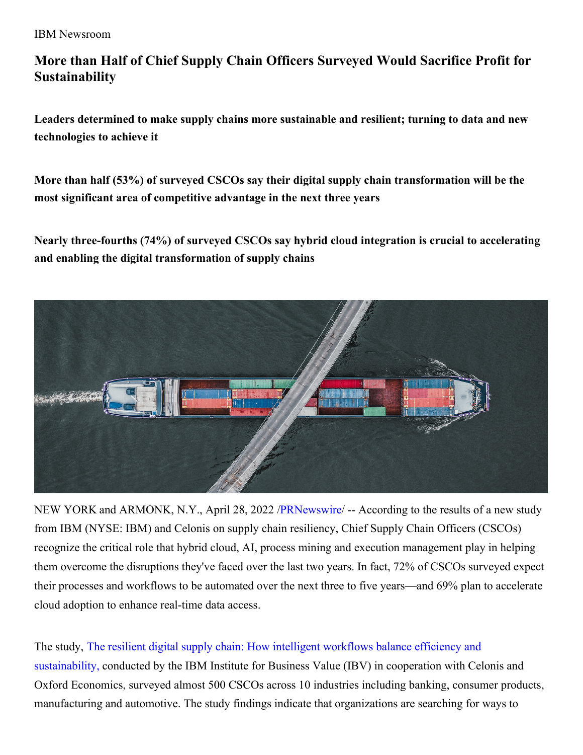IBM Newsroom

# More than Half of Chief Supply Chain Officers Surveyed Would Sacrifice Profit for Sustainability

**Leaders determined to make supply chains more sustainable and resilient; turning to data and new technologies to achieve it**

**More than half (53%) of surveyed CSCOs say their digital supply chain transformation will be the most significant area of competitive advantage in the next three years**

**Nearly three-fourths (74%) of surveyed CSCOs say hybrid cloud integration is crucial to accelerating and enabling the digital transformation of supply chains**

NEW YORK and ARMONK, N.Y., April 28, 2022 /PRNewswire/ -- According to the results of a new study from IBM (NYSE: IBM) and Celonis on supply chain resiliency, Chief Supply Chain Officers (CSCOs) recognize the critical role that hybrid cloud, AI, process mining and execution management play in helping them overcome the disruptions they've faced over the last two years. In fact, 72% of CSCOs surveyed expect their processes and workflows to be automated over the next three to five years—and 69% plan to accelerate cloud adoption to enhance real-time data access.

The study, The resilient digital supply chain: How intelligent workflows balance efficiency and sustainability, conducted by the IBM Institute for Business Value (IBV) in cooperation with Celonis and Oxford Economics, surveyed almost 500 CSCOs across 10 industries including banking, consumer products, manufacturing and automotive. The study findings indicate that organizations are searching for ways to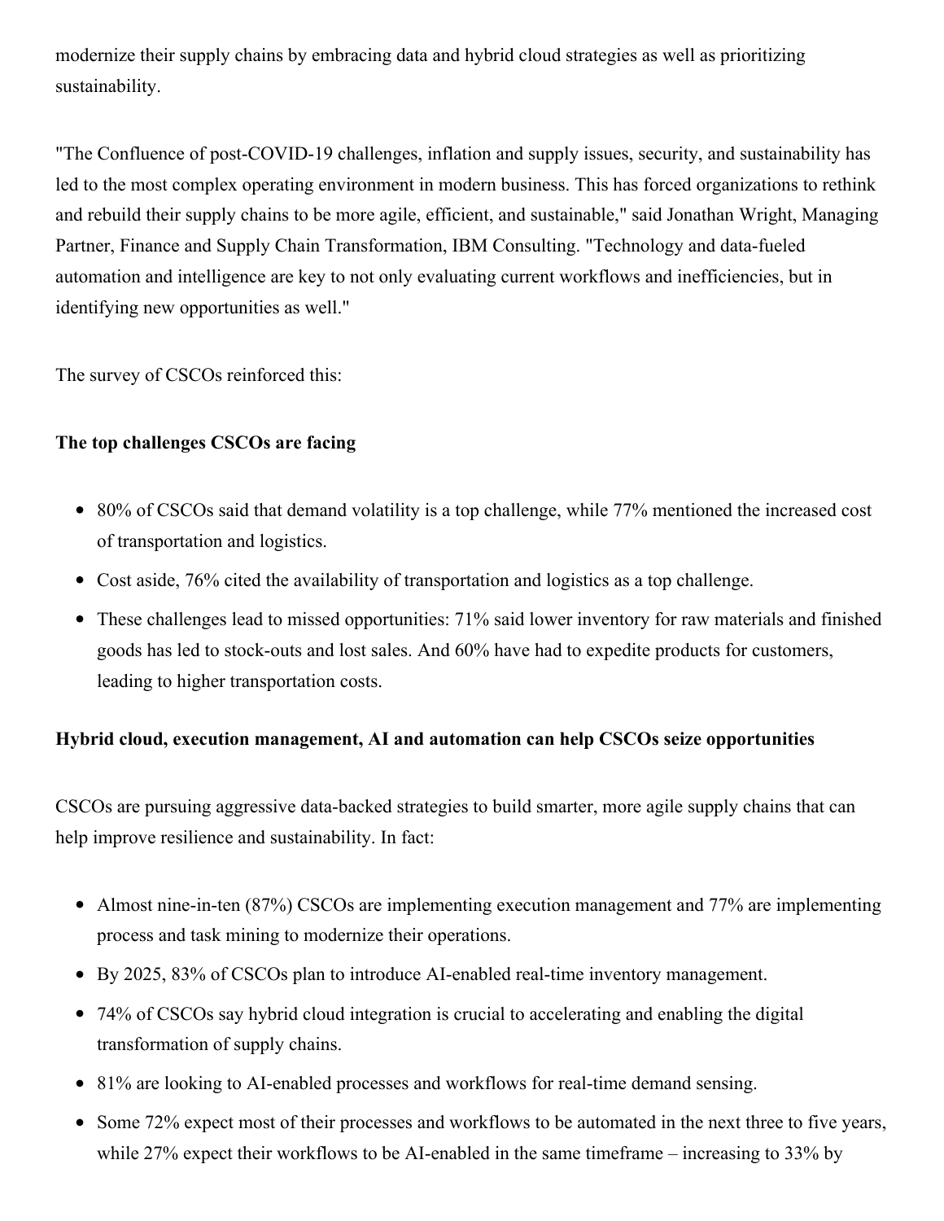modernize their supply chains by embracing data and hybrid cloud strategies as well as prioritizing sustainability.

"The Confluence of post-COVID-19 challenges, inflation and supply issues, security, and sustainability has led to the most complex operating environment in modern business. This has forced organizations to rethink and rebuild their supply chains to be more agile, efficient, and sustainable," said Jonathan Wright, Managing Partner, Finance and Supply Chain Transformation, IBM Consulting. "Technology and data-fueled automation and intelligence are key to not only evaluating current workflows and inefficiencies, but in identifying new opportunities as well."

The survey of CSCOs reinforced this:

**The top challenges CSCOs are facing**

- 80% of CSCOs said that demand volatility is a top challenge, while 77% mentioned the increased cost of transportation and logistics.
- Cost aside, 76% cited the availability of transportation and logistics as a top challenge.
- These challenges lead to missed opportunities: 71% said lower inventory for raw materials and finished goods has led to stock-outs and lost sales. And 60% have had to expedite products for customers, leading to higher transportation costs.

**Hybrid cloud, execution management, AI and automation can help CSCOs seize opportunities**

CSCOs are pursuing aggressive data-backed strategies to build smarter, more agile supply chains that can help improve resilience and sustainability. In fact:

- Almost nine-in-ten (87%) CSCOs are implementing execution management and 77% are implementing process and task mining to modernize their operations.
- By 2025, 83% of CSCOs plan to introduce AI-enabled real-time inventory management.
- 74% of CSCOs say hybrid cloud integration is crucial to accelerating and enabling the digital transformation of supply chains.
- 81% are looking to AI-enabled processes and workflows for real-time demand sensing.
- Some 72% expect most of their processes and workflows to be automated in the next three to five years, while 27% expect their workflows to be AI-enabled in the same timeframe – increasing to 33% by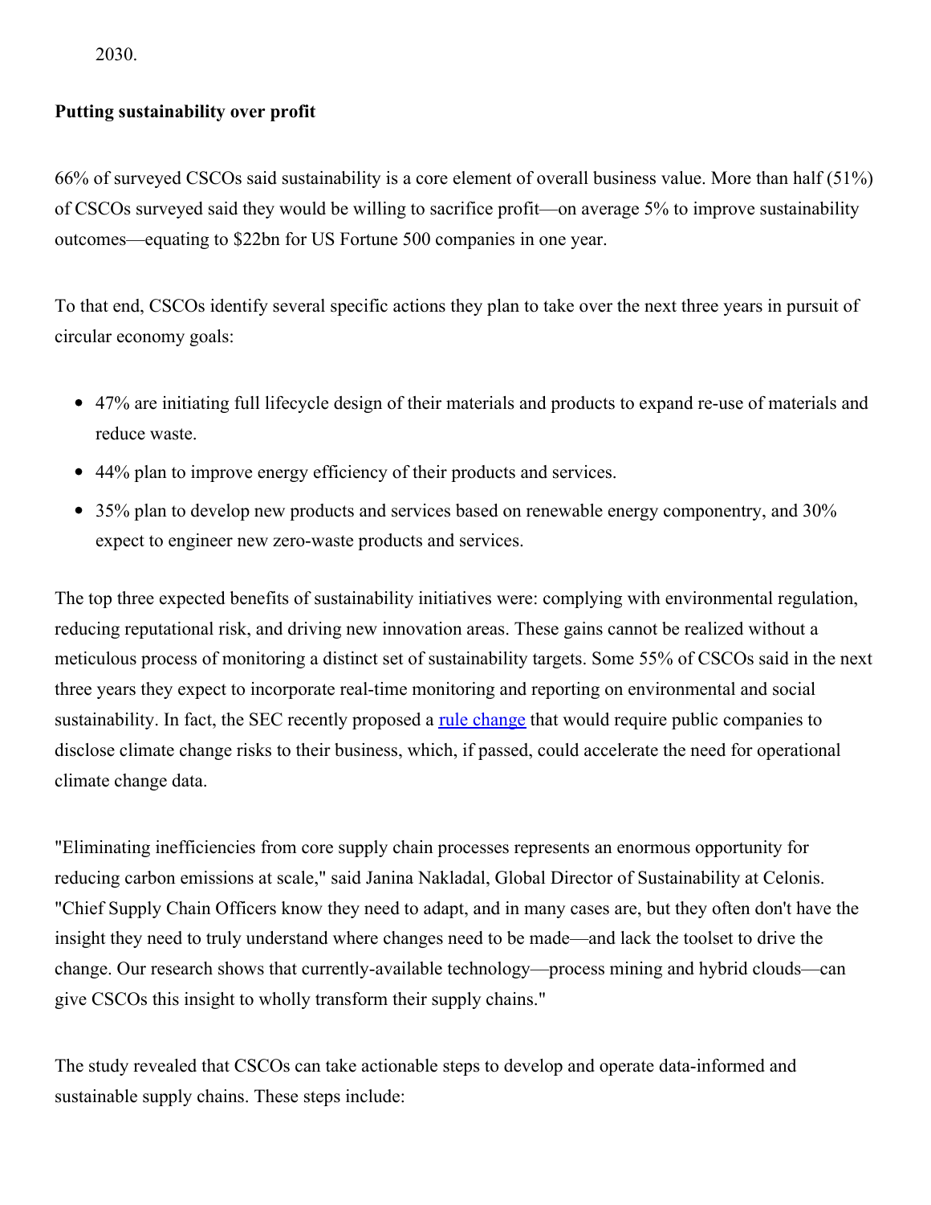2030.

**Putting sustainability over profit**

66% of surveyed CSCOs said sustainability is a core element of overall business value. More than half (51%) of CSCOs surveyed said they would be willing to sacrifice profit—on average 5% to improve sustainability outcomes—equating to $22bn for US Fortune 500 companies in one year.

To that end, CSCOs identify several specific actions they plan to take over the next three years in pursuit of circular economy goals:

- 47% are initiating full lifecycle design of their materials and products to expand re-use of materials and reduce waste.
- 44% plan to improve energy efficiency of their products and services.
- 35% plan to develop new products and services based on renewable energy componentry, and 30% expect to engineer new zero-waste products and services.

The top three expected benefits of sustainability initiatives were: complying with environmental regulation, reducing reputational risk, and driving new innovation areas. These gains cannot be realized without a meticulous process of monitoring a distinct set of sustainability targets. Some 55% of CSCOs said in the next three years they expect to incorporate real-time monitoring and reporting on environmental and social sustainability. In fact, the SEC recently proposed a rule change that would require public companies to disclose climate change risks to their business, which, if passed, could accelerate the need for operational climate change data.

"Eliminating inefficiencies from core supply chain processes represents an enormous opportunity for reducing carbon emissions at scale," said Janina Nakladal, Global Director of Sustainability at Celonis. "Chief Supply Chain Officers know they need to adapt, and in many cases are, but they often don't have the insight they need to truly understand where changes need to be made—and lack the toolset to drive the change. Our research shows that currently-available technology—process mining and hybrid clouds—can give CSCOs this insight to wholly transform their supply chains."

The study revealed that CSCOs can take actionable steps to develop and operate data-informed and sustainable supply chains. These steps include: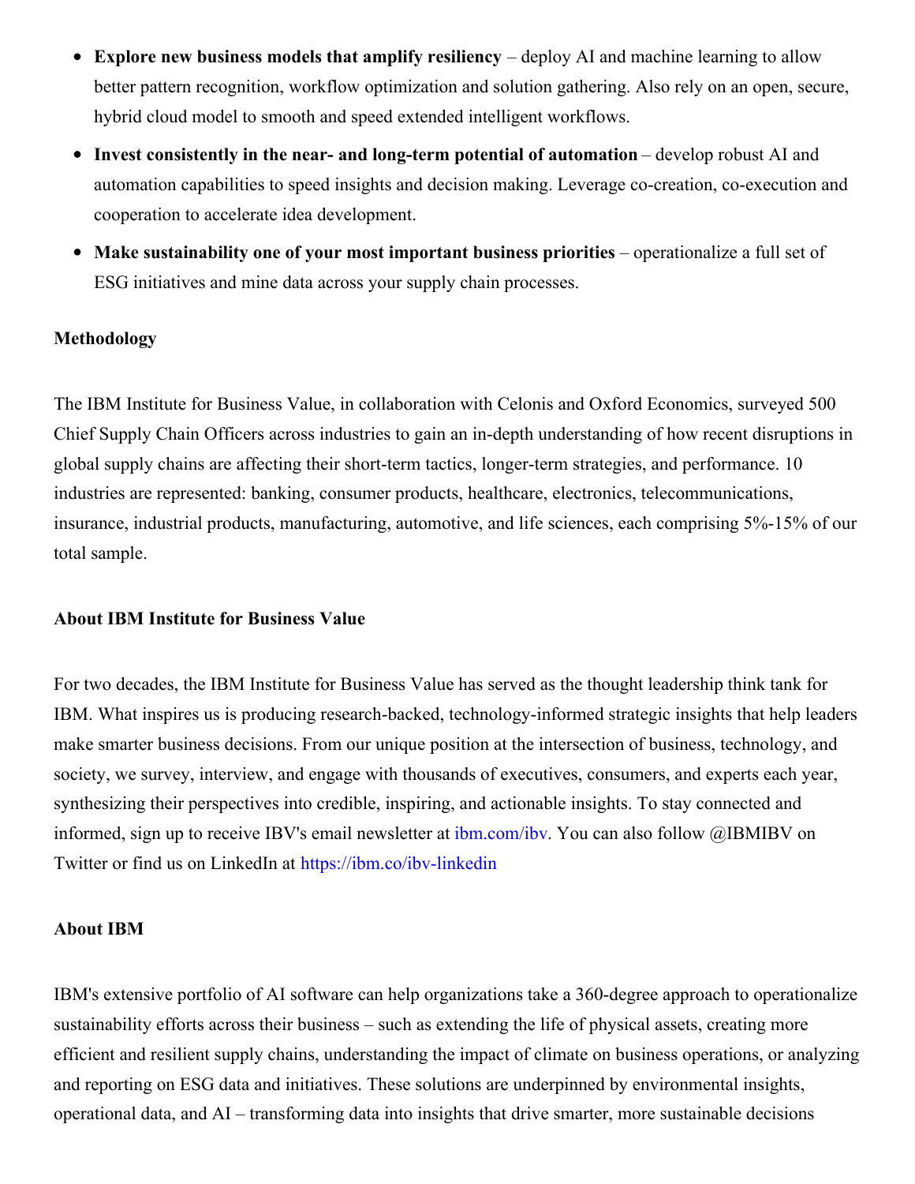- **Explore new business models that amplify resiliency** – deploy AI and machine learning to allow better pattern recognition, workflow optimization and solution gathering. Also rely on an open, secure, hybrid cloud model to smooth and speed extended intelligent workflows.
- **Invest consistently in the near- and long-term potential of automation** – develop robust AI and automation capabilities to speed insights and decision making. Leverage co-creation, co-execution and cooperation to accelerate idea development.
- **Make sustainability one of your most important business priorities** – operationalize a full set of ESG initiatives and mine data across your supply chain processes.

**Methodology**

The IBM Institute for Business Value, in collaboration with Celonis and Oxford Economics, surveyed 500 Chief Supply Chain Officers across industries to gain an in-depth understanding of how recent disruptions in global supply chains are affecting their short-term tactics, longer-term strategies, and performance. 10 industries are represented: banking, consumer products, healthcare, electronics, telecommunications, insurance, industrial products, manufacturing, automotive, and life sciences, each comprising 5%-15% of our total sample.

**About IBM Institute for Business Value**

For two decades, the IBM Institute for Business Value has served as the thought leadership think tank for IBM. What inspires us is producing research-backed, technology-informed strategic insights that help leaders make smarter business decisions. From our unique position at the intersection of business, technology, and society, we survey, interview, and engage with thousands of executives, consumers, and experts each year, synthesizing their perspectives into credible, inspiring, and actionable insights. To stay connected and informed, sign up to receive IBV's email newsletter at ibm.com/ibv. You can also follow @IBMIBV on Twitter or find us on LinkedIn at https://ibm.co/ibv-linkedin

**About IBM**

IBM's extensive portfolio of AI software can help organizations take a 360-degree approach to operationalize sustainability efforts across their business – such as extending the life of physical assets, creating more efficient and resilient supply chains, understanding the impact of climate on business operations, or analyzing and reporting on ESG data and initiatives. These solutions are underpinned by environmental insights, operational data, and AI – transforming data into insights that drive smarter, more sustainable decisions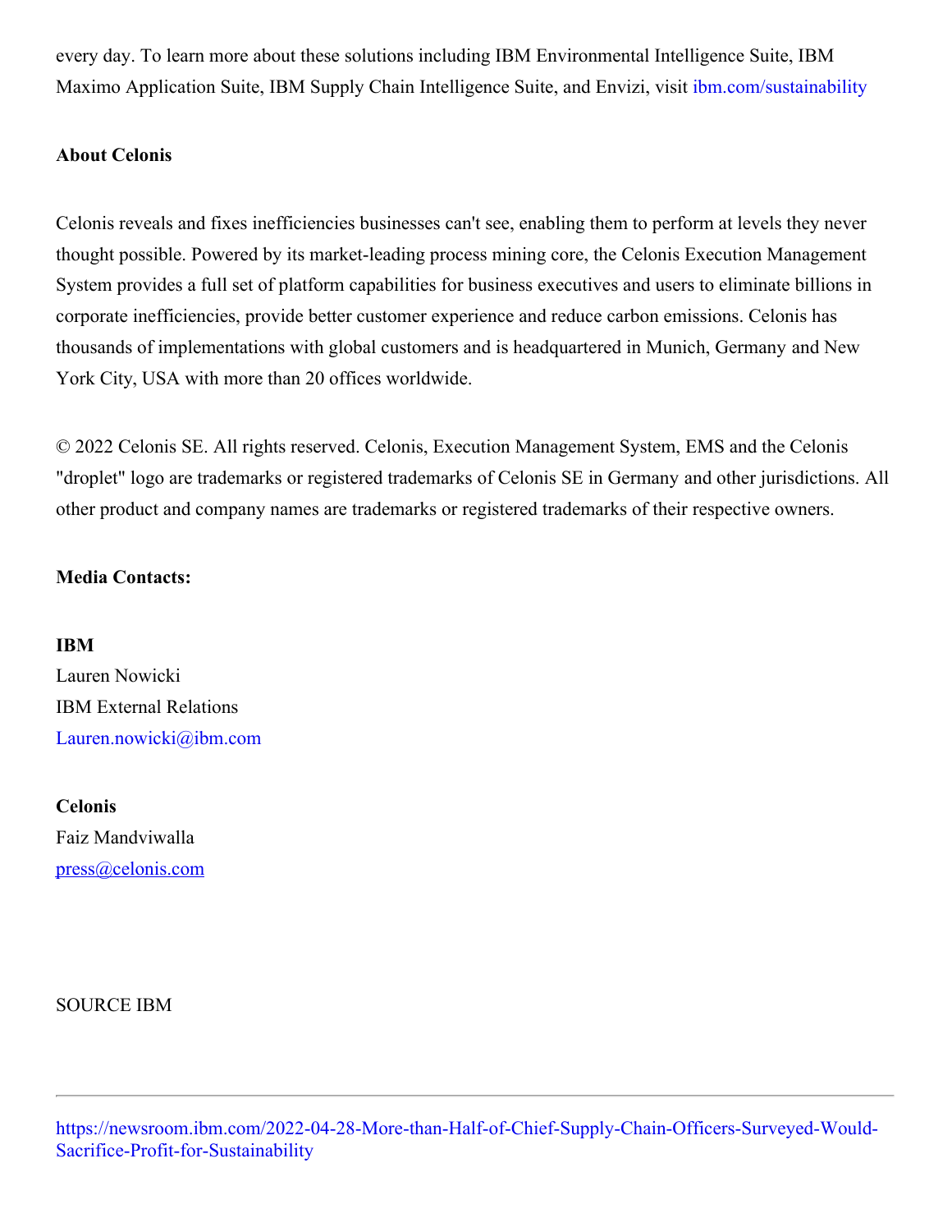every day. To learn more about these solutions including IBM Environmental Intelligence Suite, IBM Maximo Application Suite, IBM Supply Chain Intelligence Suite, and Envizi, visit ibm.com/sustainability

**About Celonis**

Celonis reveals and fixes inefficiencies businesses can't see, enabling them to perform at levels they never thought possible. Powered by its market-leading process mining core, the Celonis Execution Management System provides a full set of platform capabilities for business executives and users to eliminate billions in corporate inefficiencies, provide better customer experience and reduce carbon emissions. Celonis has thousands of implementations with global customers and is headquartered in Munich, Germany and New York City, USA with more than 20 offices worldwide.

© 2022 Celonis SE. All rights reserved. Celonis, Execution Management System, EMS and the Celonis "droplet" logo are trademarks or registered trademarks of Celonis SE in Germany and other jurisdictions. All other product and company names are trademarks or registered trademarks of their respective owners.

**Media Contacts:**

**IBM**
Lauren Nowicki
IBM External Relations
Lauren.nowicki@ibm.com

**Celonis**
Faiz Mandviwalla
press@celonis.com

SOURCE IBM

---

https://newsroom.ibm.com/2022-04-28-More-than-Half-of-Chief-Supply-Chain-Officers-Surveyed-Would-Sacrifice-Profit-for-Sustainability